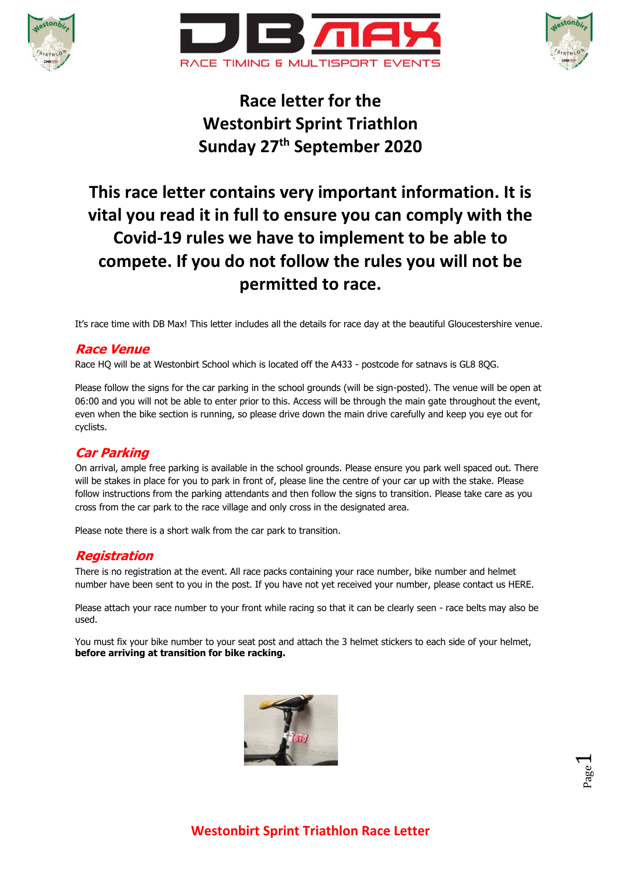# Race letter for the Westonbirt Sprint Triathlon Sunday 27th September 2020

## This race letter contains very important information. It is vital you read it in full to ensure you can comply with the Covid-19 rules we have to implement to be able to compete. If you do not follow the rules you will not be permitted to race.

It's race time with DB Max! This letter includes all the details for race day at the beautiful Gloucestershire venue.

### *Race Venue*

Race HQ will be at Westonbirt School which is located off the A433 - postcode for satnavs is GL8 8QG.

Please follow the signs for the car parking in the school grounds (will be sign-posted). The venue will be open at 06:00 and you will not be able to enter prior to this. Access will be through the main gate throughout the event, even when the bike section is running, so please drive down the main drive carefully and keep you eye out for cyclists.

### *Car Parking*

On arrival, ample free parking is available in the school grounds. Please ensure you park well spaced out. There will be stakes in place for you to park in front of, please line the centre of your car up with the stake. Please follow instructions from the parking attendants and then follow the signs to transition. Please take care as you cross from the car park to the race village and only cross in the designated area.

Please note there is a short walk from the car park to transition.

### *Registration*

There is no registration at the event. All race packs containing your race number, bike number and helmet number have been sent to you in the post. If you have not yet received your number, please contact us HERE.

Please attach your race number to your front while racing so that it can be clearly seen - race belts may also be used.

You must fix your bike number to your seat post and attach the 3 helmet stickers to each side of your helmet, **before arriving at transition for bike racking.**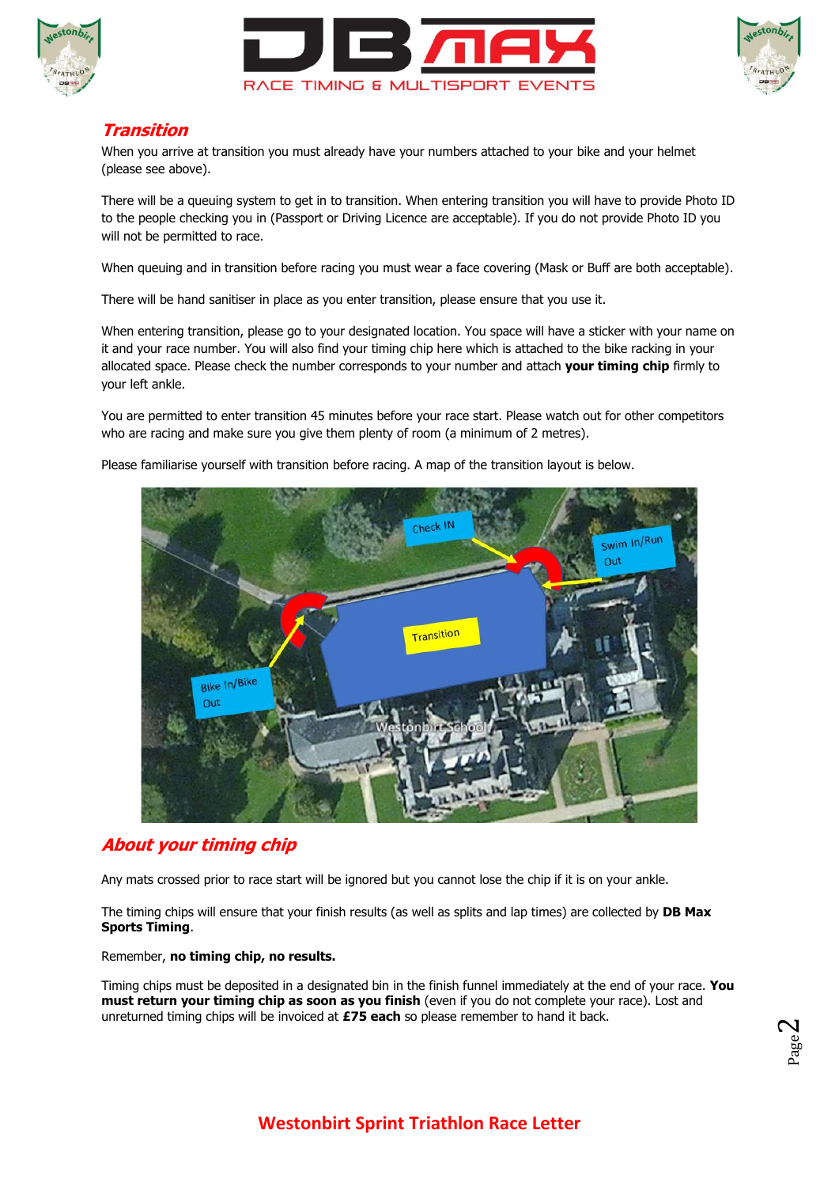## Transition

When you arrive at transition you must already have your numbers attached to your bike and your helmet (please see above).

There will be a queuing system to get in to transition. When entering transition you will have to provide Photo ID to the people checking you in (Passport or Driving Licence are acceptable). If you do not provide Photo ID you will not be permitted to race.

When queuing and in transition before racing you must wear a face covering (Mask or Buff are both acceptable).

There will be hand sanitiser in place as you enter transition, please ensure that you use it.

When entering transition, please go to your designated location. You space will have a sticker with your name on it and your race number. You will also find your timing chip here which is attached to the bike racking in your allocated space. Please check the number corresponds to your number and attach **your timing chip** firmly to your left ankle.

You are permitted to enter transition 45 minutes before your race start. Please watch out for other competitors who are racing and make sure you give them plenty of room (a minimum of 2 metres).

Please familiarise yourself with transition before racing. A map of the transition layout is below.

## About your timing chip

Any mats crossed prior to race start will be ignored but you cannot lose the chip if it is on your ankle.

The timing chips will ensure that your finish results (as well as splits and lap times) are collected by **DB Max Sports Timing**.

Remember, **no timing chip, no results.**

Timing chips must be deposited in a designated bin in the finish funnel immediately at the end of your race. **You must return your timing chip as soon as you finish** (even if you do not complete your race). Lost and unreturned timing chips will be invoiced at **£75 each** so please remember to hand it back.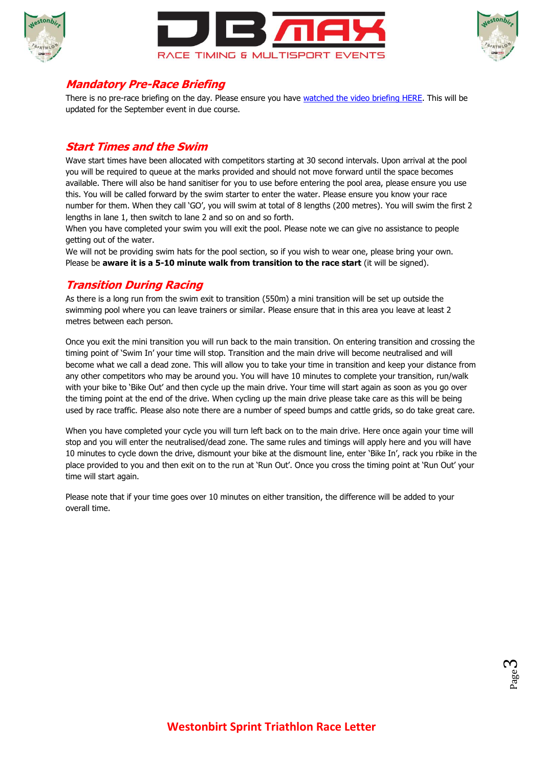## *Mandatory Pre-Race Briefing*

There is no pre-race briefing on the day. Please ensure you have [watched the video briefing HERE](). This will be updated for the September event in due course.

## *Start Times and the Swim*

Wave start times have been allocated with competitors starting at 30 second intervals. Upon arrival at the pool you will be required to queue at the marks provided and should not move forward until the space becomes available. There will also be hand sanitiser for you to use before entering the pool area, please ensure you use this. You will be called forward by the swim starter to enter the water. Please ensure you know your race number for them. When they call 'GO', you will swim at total of 8 lengths (200 metres). You will swim the first 2 lengths in lane 1, then switch to lane 2 and so on and so forth.

When you have completed your swim you will exit the pool. Please note we can give no assistance to people getting out of the water.

We will not be providing swim hats for the pool section, so if you wish to wear one, please bring your own. Please be **aware it is a 5-10 minute walk from transition to the race start** (it will be signed).

## *Transition During Racing*

As there is a long run from the swim exit to transition (550m) a mini transition will be set up outside the swimming pool where you can leave trainers or similar. Please ensure that in this area you leave at least 2 metres between each person.

Once you exit the mini transition you will run back to the main transition. On entering transition and crossing the timing point of 'Swim In' your time will stop. Transition and the main drive will become neutralised and will become what we call a dead zone. This will allow you to take your time in transition and keep your distance from any other competitors who may be around you. You will have 10 minutes to complete your transition, run/walk with your bike to 'Bike Out' and then cycle up the main drive. Your time will start again as soon as you go over the timing point at the end of the drive. When cycling up the main drive please take care as this will be being used by race traffic. Please also note there are a number of speed bumps and cattle grids, so do take great care.

When you have completed your cycle you will turn left back on to the main drive. Here once again your time will stop and you will enter the neutralised/dead zone. The same rules and timings will apply here and you will have 10 minutes to cycle down the drive, dismount your bike at the dismount line, enter 'Bike In', rack you rbike in the place provided to you and then exit on to the run at 'Run Out'. Once you cross the timing point at 'Run Out' your time will start again.

Please note that if your time goes over 10 minutes on either transition, the difference will be added to your overall time.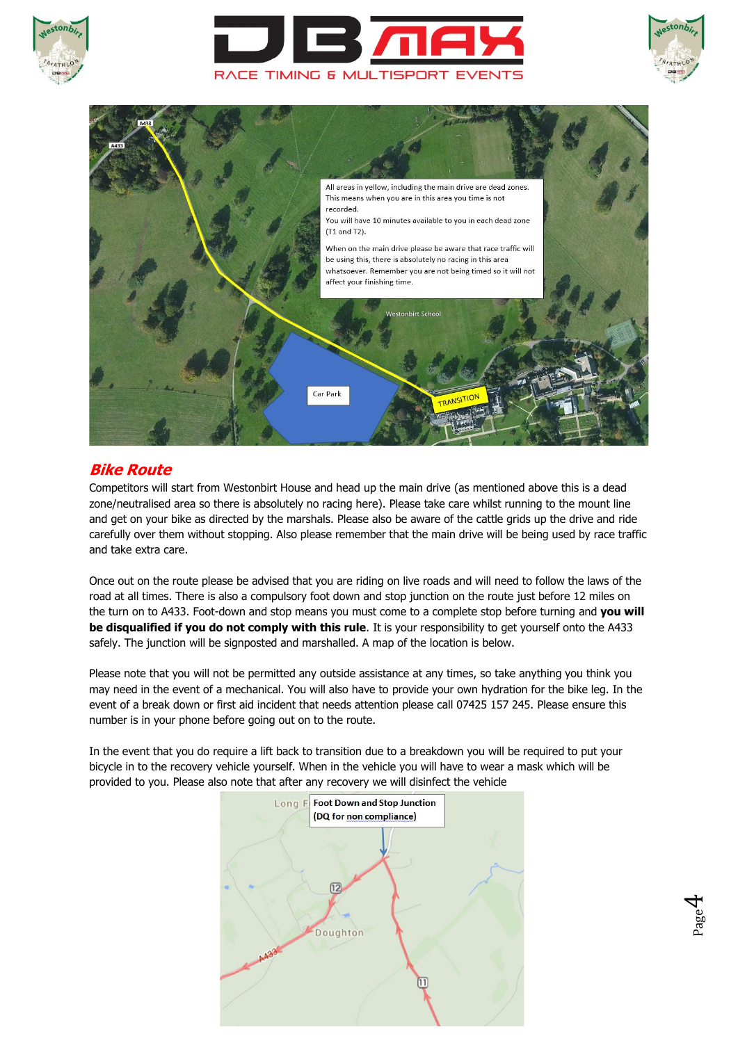All areas in yellow, including the main drive are dead zones. This means when you are in this area you time is not recorded.

You will have 10 minutes available to you in each dead zone (T1 and T2).

When on the main drive please be aware that race traffic will be using this, there is absolutely no racing in this area whatsoever. Remember you are not being timed so it will not affect your finishing time.

## Bike Route

Competitors will start from Westonbirt House and head up the main drive (as mentioned above this is a dead zone/neutralised area so there is absolutely no racing here). Please take care whilst running to the mount line and get on your bike as directed by the marshals. Please also be aware of the cattle grids up the drive and ride carefully over them without stopping. Also please remember that the main drive will be being used by race traffic and take extra care.

Once out on the route please be advised that you are riding on live roads and will need to follow the laws of the road at all times. There is also a compulsory foot down and stop junction on the route just before 12 miles on the turn on to A433. Foot-down and stop means you must come to a complete stop before turning and **you will be disqualified if you do not comply with this rule**. It is your responsibility to get yourself onto the A433 safely. The junction will be signposted and marshalled. A map of the location is below.

Please note that you will not be permitted any outside assistance at any times, so take anything you think you may need in the event of a mechanical. You will also have to provide your own hydration for the bike leg. In the event of a break down or first aid incident that needs attention please call 07425 157 245. Please ensure this number is in your phone before going out on to the route.

In the event that you do require a lift back to transition due to a breakdown you will be required to put your bicycle in to the recovery vehicle yourself. When in the vehicle you will have to wear a mask which will be provided to you. Please also note that after any recovery we will disinfect the vehicle

Foot Down and Stop Junction (DQ for non compliance)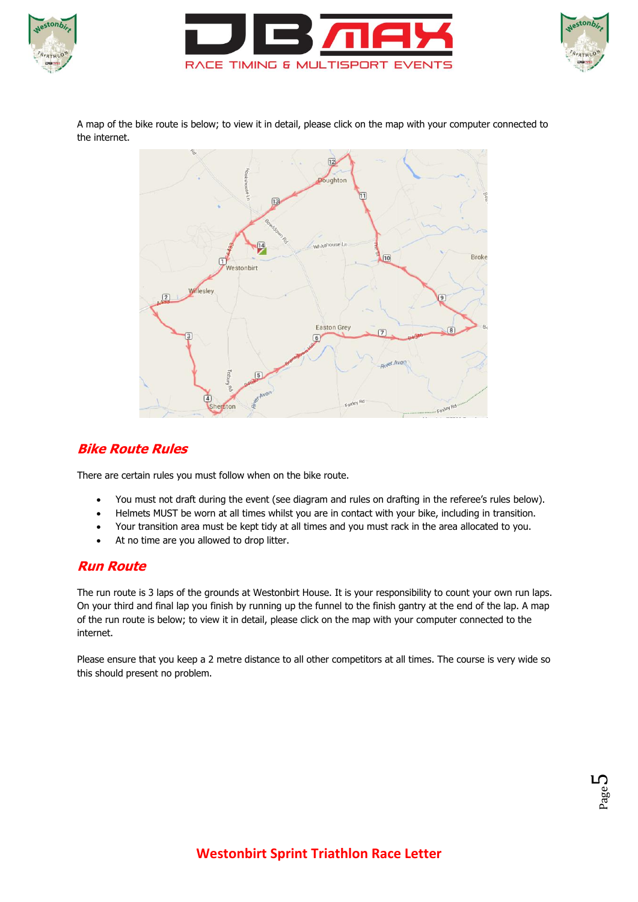A map of the bike route is below; to view it in detail, please click on the map with your computer connected to the internet.

## Bike Route Rules

There are certain rules you must follow when on the bike route.

- You must not draft during the event (see diagram and rules on drafting in the referee's rules below).
- Helmets MUST be worn at all times whilst you are in contact with your bike, including in transition.
- Your transition area must be kept tidy at all times and you must rack in the area allocated to you.
- At no time are you allowed to drop litter.

## Run Route

The run route is 3 laps of the grounds at Westonbirt House. It is your responsibility to count your own run laps. On your third and final lap you finish by running up the funnel to the finish gantry at the end of the lap. A map of the run route is below; to view it in detail, please click on the map with your computer connected to the internet.

Please ensure that you keep a 2 metre distance to all other competitors at all times. The course is very wide so this should present no problem.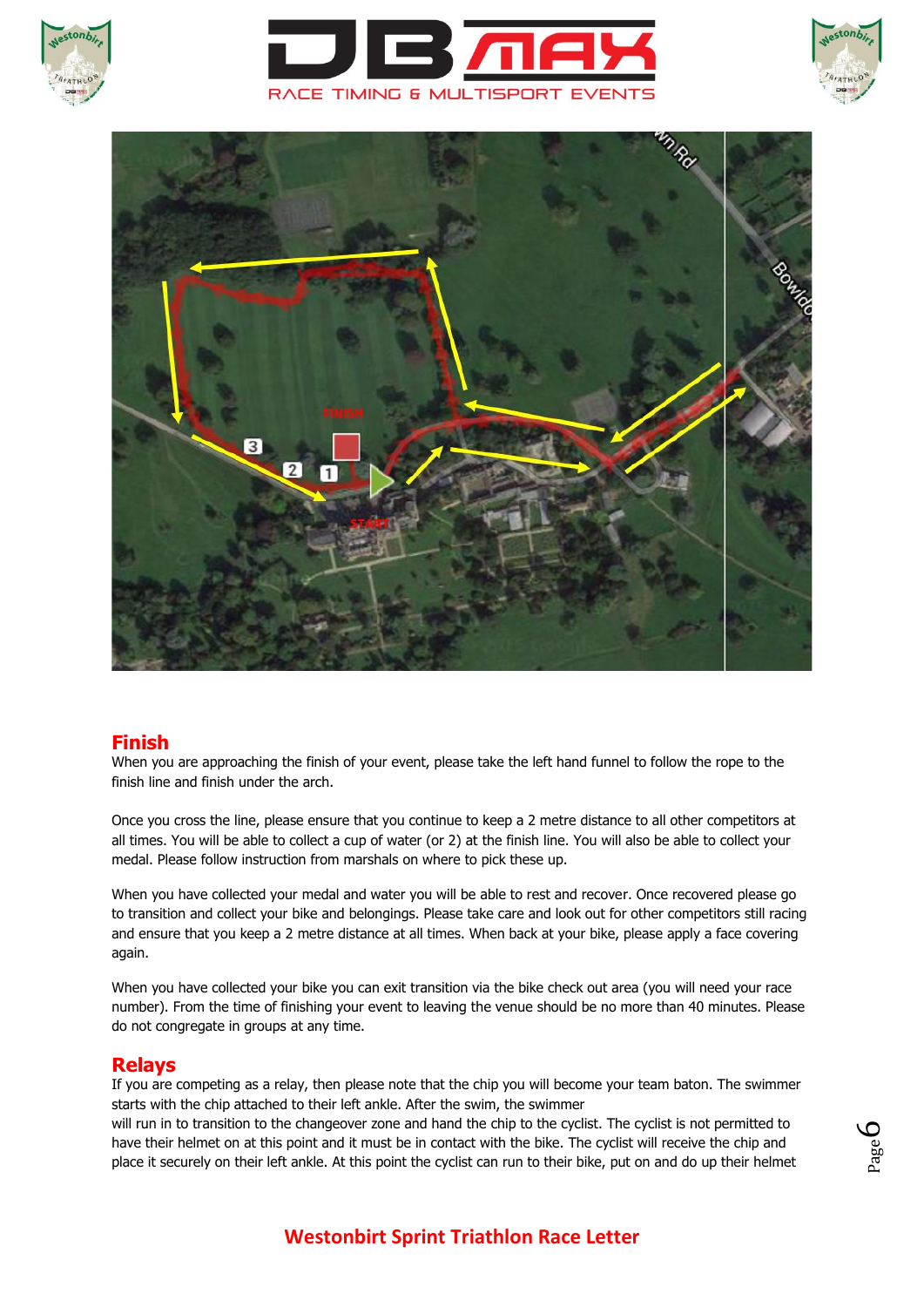## Finish

When you are approaching the finish of your event, please take the left hand funnel to follow the rope to the finish line and finish under the arch.

Once you cross the line, please ensure that you continue to keep a 2 metre distance to all other competitors at all times. You will be able to collect a cup of water (or 2) at the finish line. You will also be able to collect your medal. Please follow instruction from marshals on where to pick these up.

When you have collected your medal and water you will be able to rest and recover. Once recovered please go to transition and collect your bike and belongings. Please take care and look out for other competitors still racing and ensure that you keep a 2 metre distance at all times. When back at your bike, please apply a face covering again.

When you have collected your bike you can exit transition via the bike check out area (you will need your race number). From the time of finishing your event to leaving the venue should be no more than 40 minutes. Please do not congregate in groups at any time.

## Relays

If you are competing as a relay, then please note that the chip you will become your team baton. The swimmer starts with the chip attached to their left ankle. After the swim, the swimmer will run in to transition to the changeover zone and hand the chip to the cyclist. The cyclist is not permitted to have their helmet on at this point and it must be in contact with the bike. The cyclist will receive the chip and place it securely on their left ankle. At this point the cyclist can run to their bike, put on and do up their helmet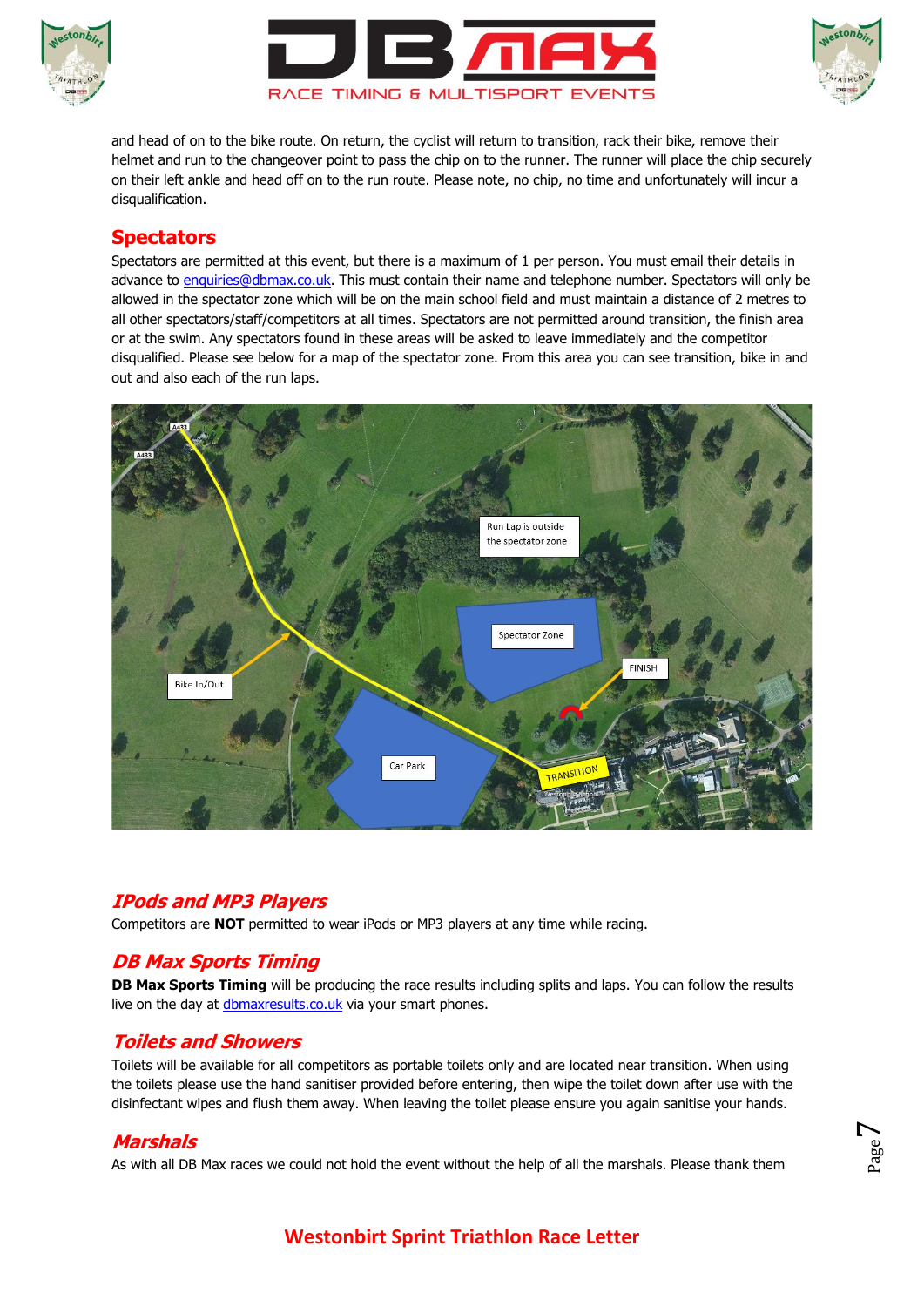and head of on to the bike route. On return, the cyclist will return to transition, rack their bike, remove their helmet and run to the changeover point to pass the chip on to the runner. The runner will place the chip securely on their left ankle and head off on to the run route. Please note, no chip, no time and unfortunately will incur a disqualification.

## Spectators

Spectators are permitted at this event, but there is a maximum of 1 per person. You must email their details in advance to enquiries@dbmax.co.uk. This must contain their name and telephone number. Spectators will only be allowed in the spectator zone which will be on the main school field and must maintain a distance of 2 metres to all other spectators/staff/competitors at all times. Spectators are not permitted around transition, the finish area or at the swim. Any spectators found in these areas will be asked to leave immediately and the competitor disqualified. Please see below for a map of the spectator zone. From this area you can see transition, bike in and out and also each of the run laps.

## *IPods and MP3 Players*

Competitors are **NOT** permitted to wear iPods or MP3 players at any time while racing.

## *DB Max Sports Timing*

**DB Max Sports Timing** will be producing the race results including splits and laps. You can follow the results live on the day at dbmaxresults.co.uk via your smart phones.

## *Toilets and Showers*

Toilets will be available for all competitors as portable toilets only and are located near transition. When using the toilets please use the hand sanitiser provided before entering, then wipe the toilet down after use with the disinfectant wipes and flush them away. When leaving the toilet please ensure you again sanitise your hands.

## *Marshals*

As with all DB Max races we could not hold the event without the help of all the marshals. Please thank them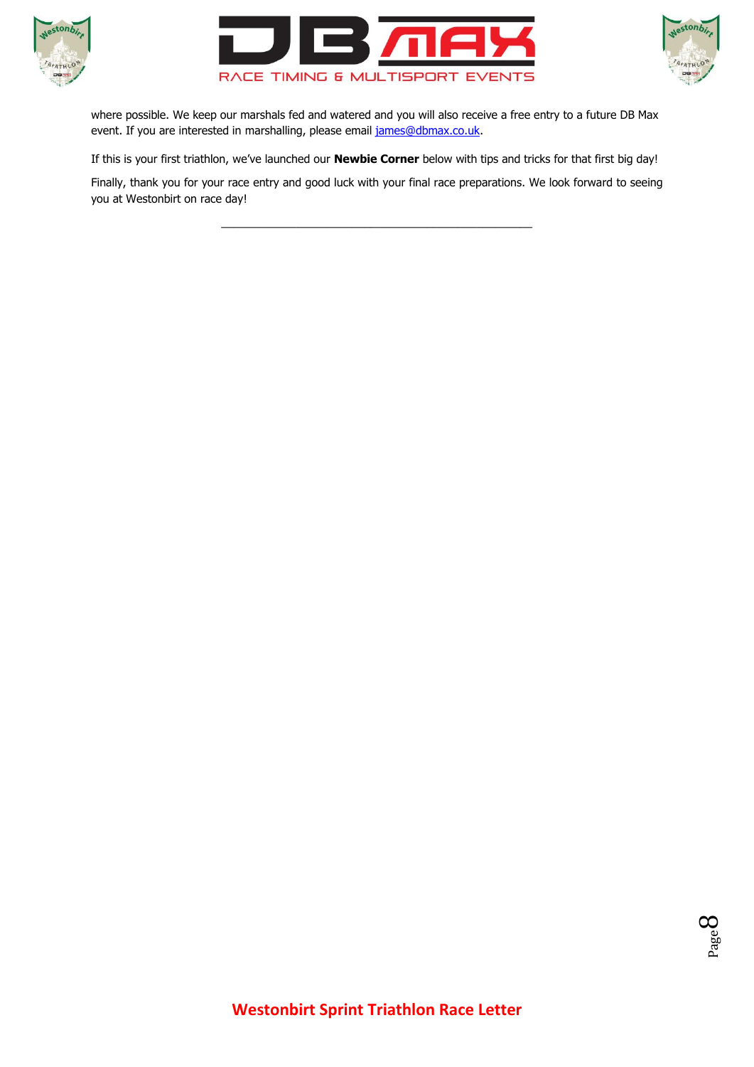where possible. We keep our marshals fed and watered and you will also receive a free entry to a future DB Max event. If you are interested in marshalling, please email [james@dbmax.co.uk](mailto:james@dbmax.co.uk).

If this is your first triathlon, we've launched our **Newbie Corner** below with tips and tricks for that first big day!

Finally, thank you for your race entry and good luck with your final race preparations. We look forward to seeing you at Westonbirt on race day!

---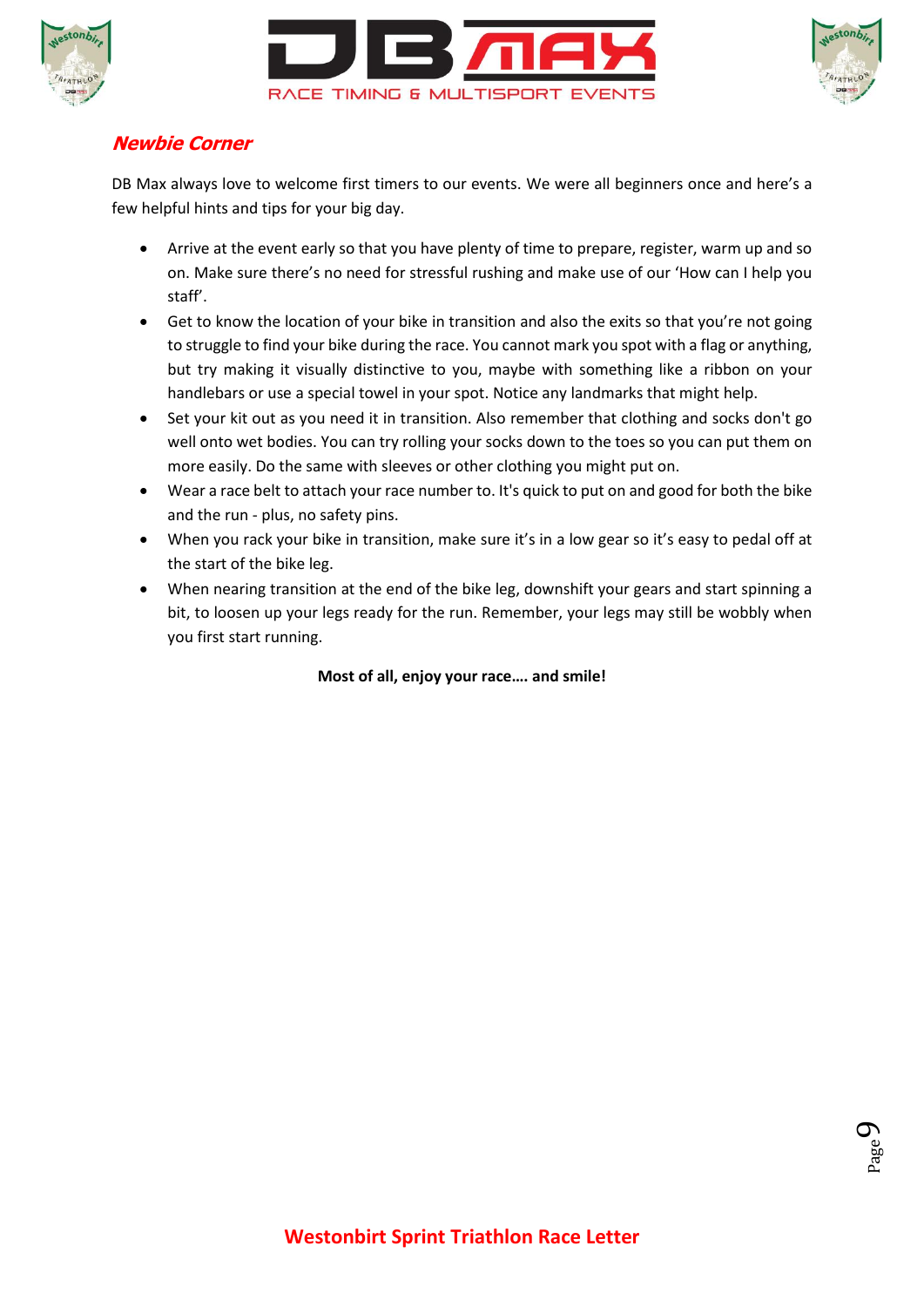## *Newbie Corner*

DB Max always love to welcome first timers to our events. We were all beginners once and here's a few helpful hints and tips for your big day.

- Arrive at the event early so that you have plenty of time to prepare, register, warm up and so on. Make sure there's no need for stressful rushing and make use of our 'How can I help you staff'.
- Get to know the location of your bike in transition and also the exits so that you're not going to struggle to find your bike during the race. You cannot mark you spot with a flag or anything, but try making it visually distinctive to you, maybe with something like a ribbon on your handlebars or use a special towel in your spot. Notice any landmarks that might help.
- Set your kit out as you need it in transition. Also remember that clothing and socks don't go well onto wet bodies. You can try rolling your socks down to the toes so you can put them on more easily. Do the same with sleeves or other clothing you might put on.
- Wear a race belt to attach your race number to. It's quick to put on and good for both the bike and the run - plus, no safety pins.
- When you rack your bike in transition, make sure it's in a low gear so it's easy to pedal off at the start of the bike leg.
- When nearing transition at the end of the bike leg, downshift your gears and start spinning a bit, to loosen up your legs ready for the run. Remember, your legs may still be wobbly when you first start running.

**Most of all, enjoy your race…. and smile!**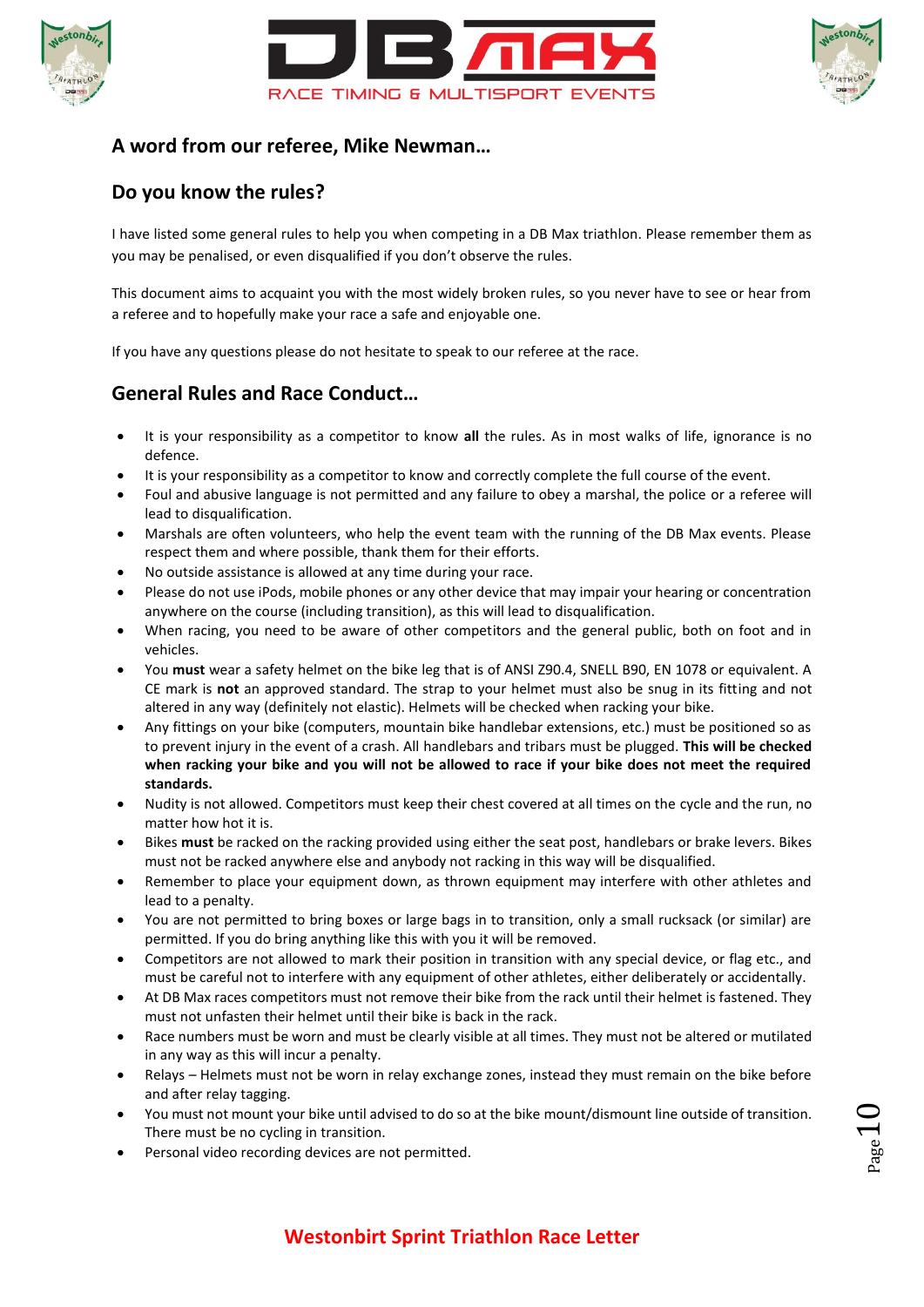## A word from our referee, Mike Newman…

## Do you know the rules?

I have listed some general rules to help you when competing in a DB Max triathlon. Please remember them as you may be penalised, or even disqualified if you don't observe the rules.

This document aims to acquaint you with the most widely broken rules, so you never have to see or hear from a referee and to hopefully make your race a safe and enjoyable one.

If you have any questions please do not hesitate to speak to our referee at the race.

## General Rules and Race Conduct…

- It is your responsibility as a competitor to know **all** the rules. As in most walks of life, ignorance is no defence.
- It is your responsibility as a competitor to know and correctly complete the full course of the event.
- Foul and abusive language is not permitted and any failure to obey a marshal, the police or a referee will lead to disqualification.
- Marshals are often volunteers, who help the event team with the running of the DB Max events. Please respect them and where possible, thank them for their efforts.
- No outside assistance is allowed at any time during your race.
- Please do not use iPods, mobile phones or any other device that may impair your hearing or concentration anywhere on the course (including transition), as this will lead to disqualification.
- When racing, you need to be aware of other competitors and the general public, both on foot and in vehicles.
- You **must** wear a safety helmet on the bike leg that is of ANSI Z90.4, SNELL B90, EN 1078 or equivalent. A CE mark is **not** an approved standard. The strap to your helmet must also be snug in its fitting and not altered in any way (definitely not elastic). Helmets will be checked when racking your bike.
- Any fittings on your bike (computers, mountain bike handlebar extensions, etc.) must be positioned so as to prevent injury in the event of a crash. All handlebars and tribars must be plugged. **This will be checked when racking your bike and you will not be allowed to race if your bike does not meet the required standards.**
- Nudity is not allowed. Competitors must keep their chest covered at all times on the cycle and the run, no matter how hot it is.
- Bikes **must** be racked on the racking provided using either the seat post, handlebars or brake levers. Bikes must not be racked anywhere else and anybody not racking in this way will be disqualified.
- Remember to place your equipment down, as thrown equipment may interfere with other athletes and lead to a penalty.
- You are not permitted to bring boxes or large bags in to transition, only a small rucksack (or similar) are permitted. If you do bring anything like this with you it will be removed.
- Competitors are not allowed to mark their position in transition with any special device, or flag etc., and must be careful not to interfere with any equipment of other athletes, either deliberately or accidentally.
- At DB Max races competitors must not remove their bike from the rack until their helmet is fastened. They must not unfasten their helmet until their bike is back in the rack.
- Race numbers must be worn and must be clearly visible at all times. They must not be altered or mutilated in any way as this will incur a penalty.
- Relays – Helmets must not be worn in relay exchange zones, instead they must remain on the bike before and after relay tagging.
- You must not mount your bike until advised to do so at the bike mount/dismount line outside of transition. There must be no cycling in transition.
- Personal video recording devices are not permitted.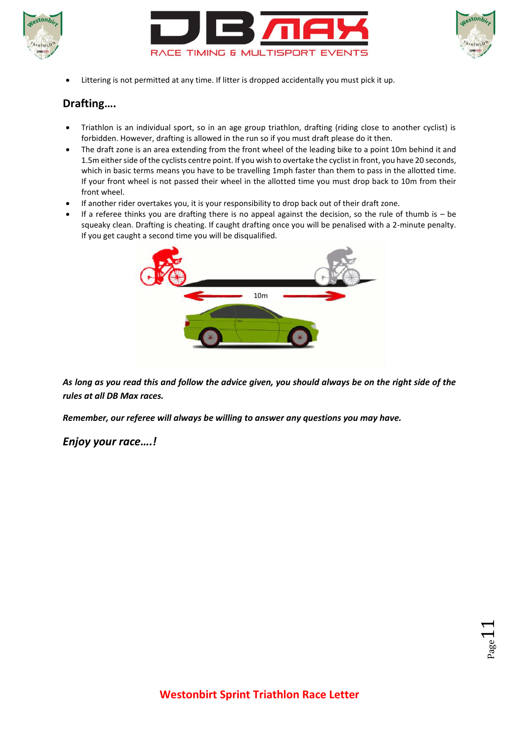- Littering is not permitted at any time. If litter is dropped accidentally you must pick it up.

## Drafting….

- Triathlon is an individual sport, so in an age group triathlon, drafting (riding close to another cyclist) is forbidden. However, drafting is allowed in the run so if you must draft please do it then.
- The draft zone is an area extending from the front wheel of the leading bike to a point 10m behind it and 1.5m either side of the cyclists centre point. If you wish to overtake the cyclist in front, you have 20 seconds, which in basic terms means you have to be travelling 1mph faster than them to pass in the allotted time. If your front wheel is not passed their wheel in the allotted time you must drop back to 10m from their front wheel.
- If another rider overtakes you, it is your responsibility to drop back out of their draft zone.
- If a referee thinks you are drafting there is no appeal against the decision, so the rule of thumb is – be squeaky clean. Drafting is cheating. If caught drafting once you will be penalised with a 2-minute penalty. If you get caught a second time you will be disqualified.

10m

***As long as you read this and follow the advice given, you should always be on the right side of the rules at all DB Max races.***

***Remember, our referee will always be willing to answer any questions you may have.***

***Enjoy your race….!***